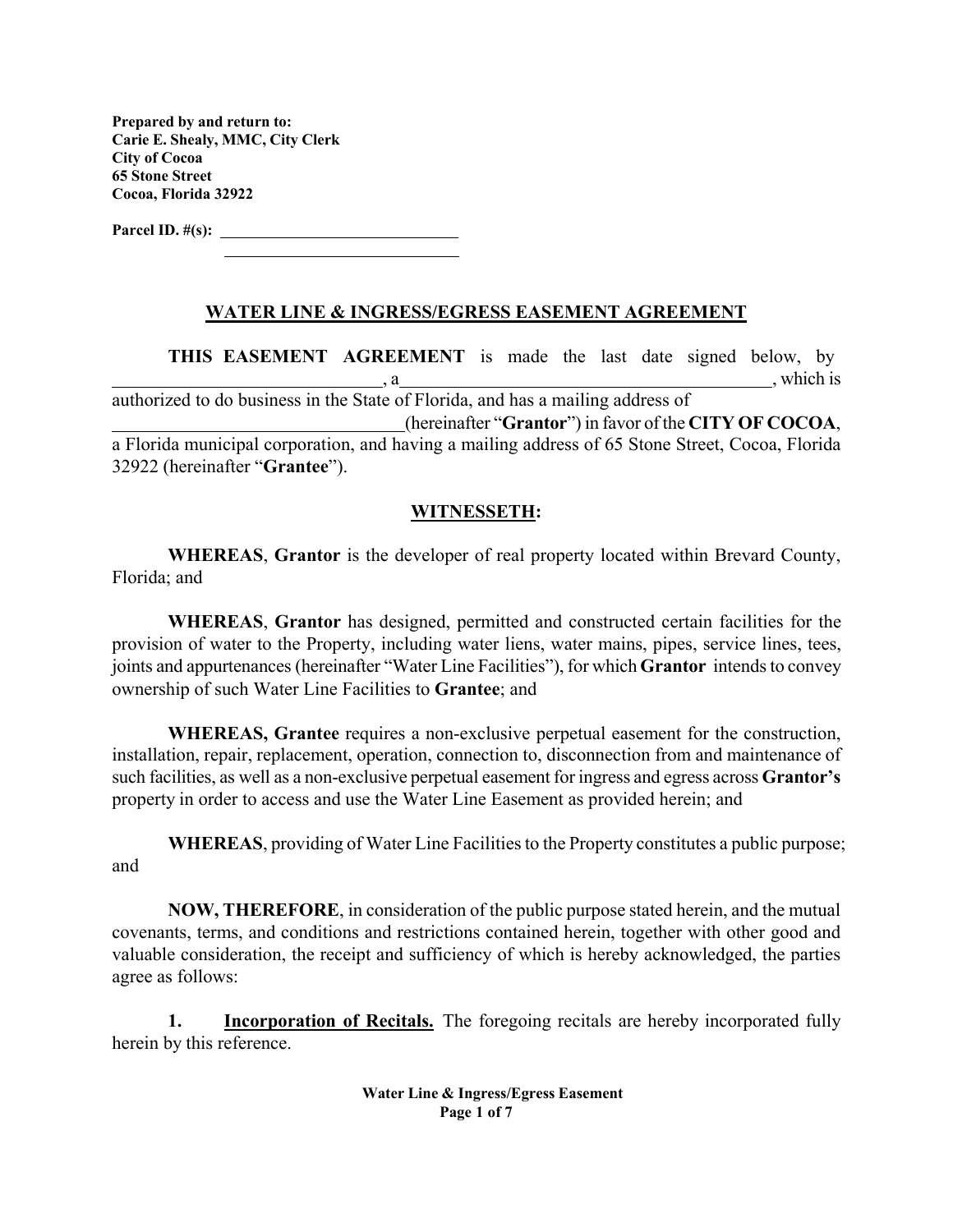**Prepared by and return to:**
**Carie E. Shealy, MMC, City Clerk**
**City of Cocoa**
**65 Stone Street**
**Cocoa, Florida 32922**

**Parcel ID. #(s):** ______________________________
______________________________

## WATER LINE & INGRESS/EGRESS EASEMENT AGREEMENT

**THIS EASEMENT AGREEMENT** is made the last date signed below, by ______________________________, a ____________________________________________, which is authorized to do business in the State of Florida, and has a mailing address of ________________________________ (hereinafter "**Grantor**") in favor of the **CITY OF COCOA**, a Florida municipal corporation, and having a mailing address of 65 Stone Street, Cocoa, Florida 32922 (hereinafter "**Grantee**").

## WITNESSETH:

**WHEREAS**, **Grantor** is the developer of real property located within Brevard County, Florida; and

**WHEREAS**, **Grantor** has designed, permitted and constructed certain facilities for the provision of water to the Property, including water liens, water mains, pipes, service lines, tees, joints and appurtenances (hereinafter "Water Line Facilities"), for which **Grantor** intends to convey ownership of such Water Line Facilities to **Grantee**; and

**WHEREAS, Grantee** requires a non-exclusive perpetual easement for the construction, installation, repair, replacement, operation, connection to, disconnection from and maintenance of such facilities, as well as a non-exclusive perpetual easement for ingress and egress across **Grantor's** property in order to access and use the Water Line Easement as provided herein; and

**WHEREAS**, providing of Water Line Facilities to the Property constitutes a public purpose; and

**NOW, THEREFORE**, in consideration of the public purpose stated herein, and the mutual covenants, terms, and conditions and restrictions contained herein, together with other good and valuable consideration, the receipt and sufficiency of which is hereby acknowledged, the parties agree as follows:

**1. Incorporation of Recitals.** The foregoing recitals are hereby incorporated fully herein by this reference.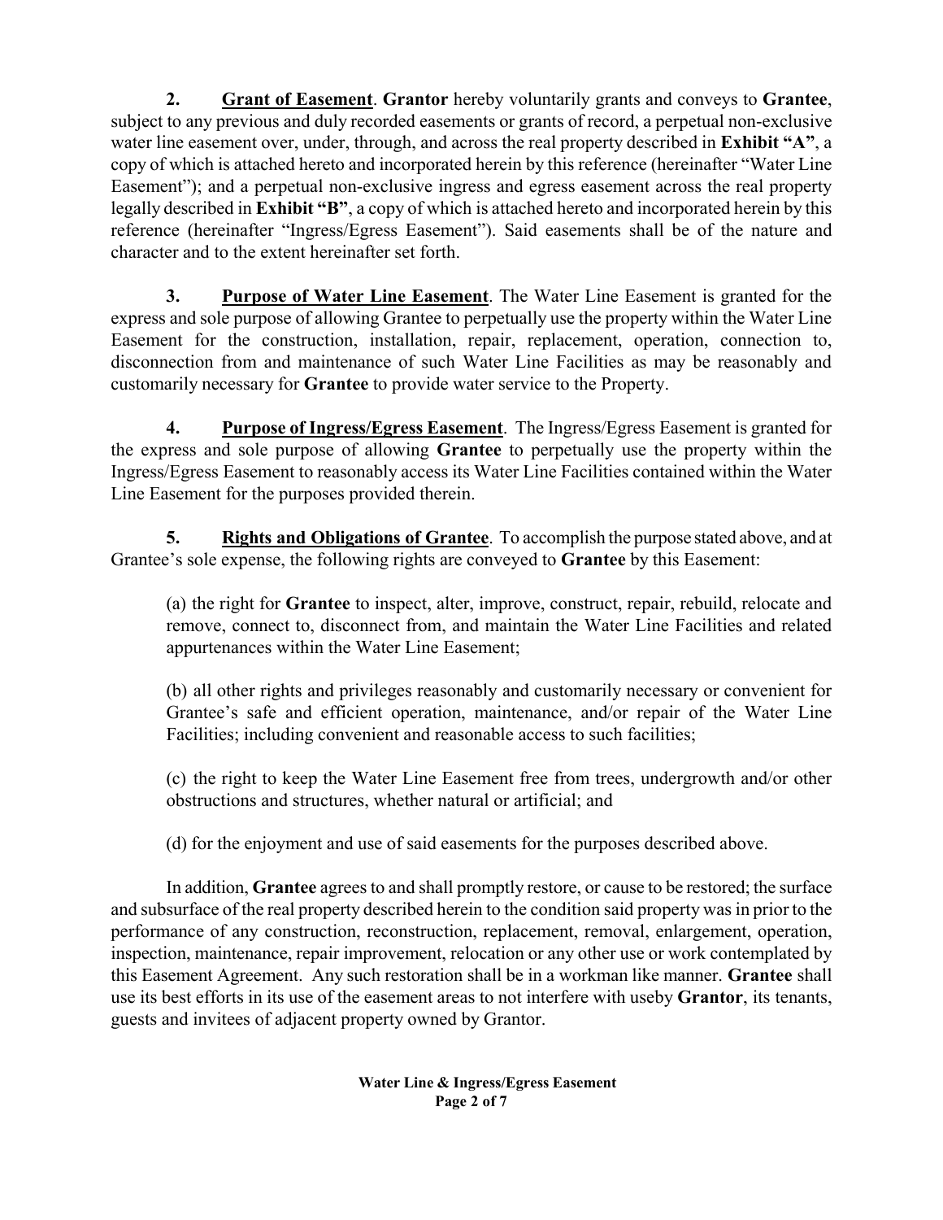**2. <u>Grant of Easement</u>**. **Grantor** hereby voluntarily grants and conveys to **Grantee**, subject to any previous and duly recorded easements or grants of record, a perpetual non-exclusive water line easement over, under, through, and across the real property described in **Exhibit "A"**, a copy of which is attached hereto and incorporated herein by this reference (hereinafter "Water Line Easement"); and a perpetual non-exclusive ingress and egress easement across the real property legally described in **Exhibit "B"**, a copy of which is attached hereto and incorporated herein by this reference (hereinafter "Ingress/Egress Easement"). Said easements shall be of the nature and character and to the extent hereinafter set forth.

**3. <u>Purpose of Water Line Easement</u>**. The Water Line Easement is granted for the express and sole purpose of allowing Grantee to perpetually use the property within the Water Line Easement for the construction, installation, repair, replacement, operation, connection to, disconnection from and maintenance of such Water Line Facilities as may be reasonably and customarily necessary for **Grantee** to provide water service to the Property.

**4. <u>Purpose of Ingress/Egress Easement</u>**. The Ingress/Egress Easement is granted for the express and sole purpose of allowing **Grantee** to perpetually use the property within the Ingress/Egress Easement to reasonably access its Water Line Facilities contained within the Water Line Easement for the purposes provided therein.

**5. <u>Rights and Obligations of Grantee</u>**. To accomplish the purpose stated above, and at Grantee's sole expense, the following rights are conveyed to **Grantee** by this Easement:

(a) the right for **Grantee** to inspect, alter, improve, construct, repair, rebuild, relocate and remove, connect to, disconnect from, and maintain the Water Line Facilities and related appurtenances within the Water Line Easement;

(b) all other rights and privileges reasonably and customarily necessary or convenient for Grantee's safe and efficient operation, maintenance, and/or repair of the Water Line Facilities; including convenient and reasonable access to such facilities;

(c) the right to keep the Water Line Easement free from trees, undergrowth and/or other obstructions and structures, whether natural or artificial; and

(d) for the enjoyment and use of said easements for the purposes described above.

In addition, **Grantee** agrees to and shall promptly restore, or cause to be restored; the surface and subsurface of the real property described herein to the condition said property was in prior to the performance of any construction, reconstruction, replacement, removal, enlargement, operation, inspection, maintenance, repair improvement, relocation or any other use or work contemplated by this Easement Agreement. Any such restoration shall be in a workman like manner. **Grantee** shall use its best efforts in its use of the easement areas to not interfere with useby **Grantor**, its tenants, guests and invitees of adjacent property owned by Grantor.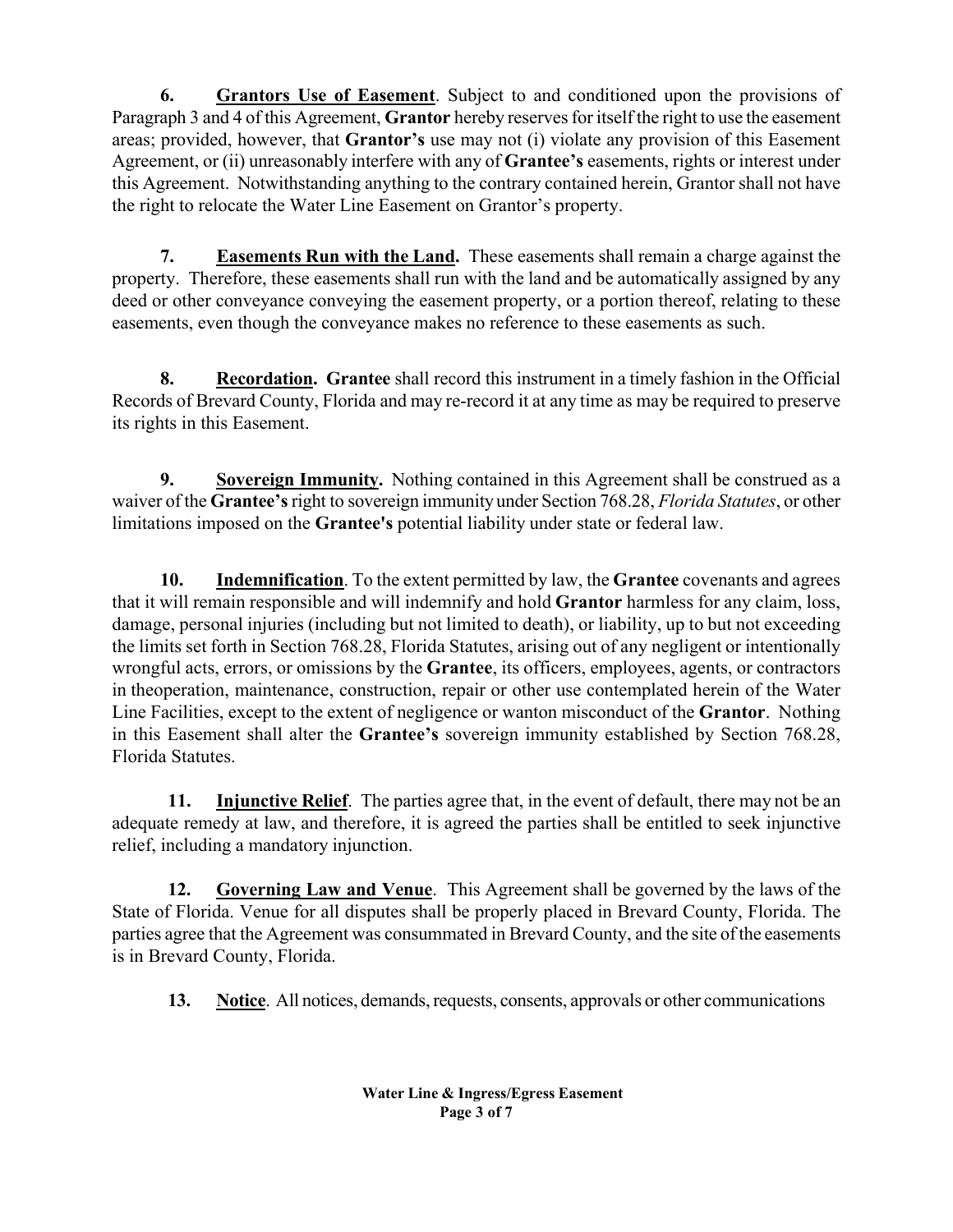**6. Grantors Use of Easement**. Subject to and conditioned upon the provisions of Paragraph 3 and 4 of this Agreement, **Grantor** hereby reserves for itself the right to use the easement areas; provided, however, that **Grantor's** use may not (i) violate any provision of this Easement Agreement, or (ii) unreasonably interfere with any of **Grantee's** easements, rights or interest under this Agreement. Notwithstanding anything to the contrary contained herein, Grantor shall not have the right to relocate the Water Line Easement on Grantor's property.

**7. Easements Run with the Land.** These easements shall remain a charge against the property. Therefore, these easements shall run with the land and be automatically assigned by any deed or other conveyance conveying the easement property, or a portion thereof, relating to these easements, even though the conveyance makes no reference to these easements as such.

**8. Recordation. Grantee** shall record this instrument in a timely fashion in the Official Records of Brevard County, Florida and may re-record it at any time as may be required to preserve its rights in this Easement.

**9. Sovereign Immunity.** Nothing contained in this Agreement shall be construed as a waiver of the **Grantee's** right to sovereign immunity under Section 768.28, *Florida Statutes*, or other limitations imposed on the **Grantee's** potential liability under state or federal law.

**10. Indemnification**. To the extent permitted by law, the **Grantee** covenants and agrees that it will remain responsible and will indemnify and hold **Grantor** harmless for any claim, loss, damage, personal injuries (including but not limited to death), or liability, up to but not exceeding the limits set forth in Section 768.28, Florida Statutes, arising out of any negligent or intentionally wrongful acts, errors, or omissions by the **Grantee**, its officers, employees, agents, or contractors in theoperation, maintenance, construction, repair or other use contemplated herein of the Water Line Facilities, except to the extent of negligence or wanton misconduct of the **Grantor**. Nothing in this Easement shall alter the **Grantee's** sovereign immunity established by Section 768.28, Florida Statutes.

**11. Injunctive Relief**. The parties agree that, in the event of default, there may not be an adequate remedy at law, and therefore, it is agreed the parties shall be entitled to seek injunctive relief, including a mandatory injunction.

**12. Governing Law and Venue**. This Agreement shall be governed by the laws of the State of Florida. Venue for all disputes shall be properly placed in Brevard County, Florida. The parties agree that the Agreement was consummated in Brevard County, and the site of the easements is in Brevard County, Florida.

**13. Notice**. All notices, demands, requests, consents, approvals or other communications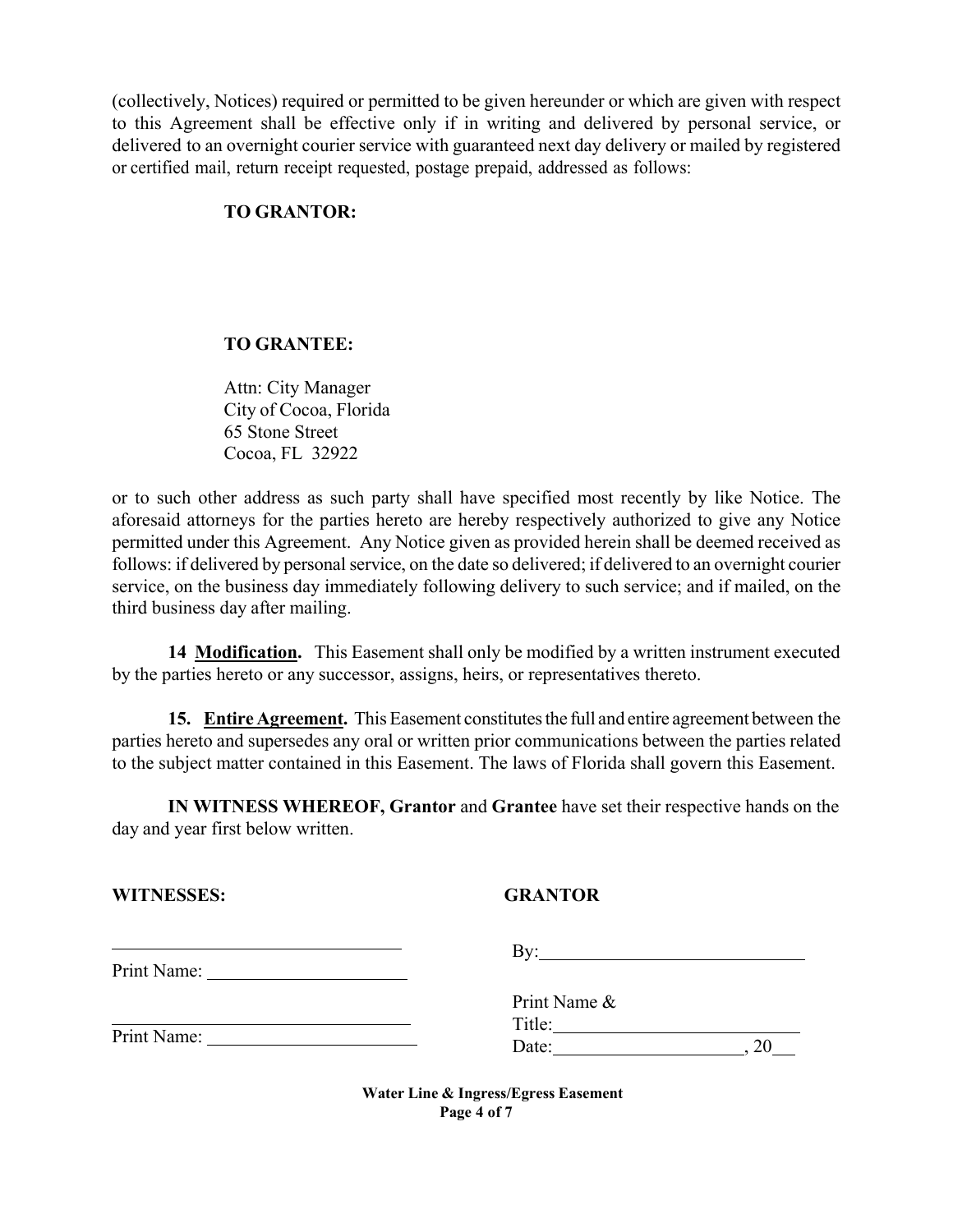(collectively, Notices) required or permitted to be given hereunder or which are given with respect to this Agreement shall be effective only if in writing and delivered by personal service, or delivered to an overnight courier service with guaranteed next day delivery or mailed by registered or certified mail, return receipt requested, postage prepaid, addressed as follows:

**TO GRANTOR:**

**TO GRANTEE:**

Attn: City Manager
City of Cocoa, Florida
65 Stone Street
Cocoa, FL 32922

or to such other address as such party shall have specified most recently by like Notice. The aforesaid attorneys for the parties hereto are hereby respectively authorized to give any Notice permitted under this Agreement. Any Notice given as provided herein shall be deemed received as follows: if delivered by personal service, on the date so delivered; if delivered to an overnight courier service, on the business day immediately following delivery to such service; and if mailed, on the third business day after mailing.

**14 <u>Modification</u>.** This Easement shall only be modified by a written instrument executed by the parties hereto or any successor, assigns, heirs, or representatives thereto.

**15. <u>Entire Agreement</u>.** This Easement constitutes the full and entire agreement between the parties hereto and supersedes any oral or written prior communications between the parties related to the subject matter contained in this Easement. The laws of Florida shall govern this Easement.

**IN WITNESS WHEREOF, Grantor** and **Grantee** have set their respective hands on the day and year first below written.

**WITNESSES:**

\_\_\_\_\_\_\_\_\_\_\_\_\_\_\_\_\_\_\_\_\_\_\_\_\_\_\_\_\_\_
Print Name: \_\_\_\_\_\_\_\_\_\_\_\_\_\_\_\_\_\_\_\_\_\_

\_\_\_\_\_\_\_\_\_\_\_\_\_\_\_\_\_\_\_\_\_\_\_\_\_\_\_\_\_\_
Print Name: \_\_\_\_\_\_\_\_\_\_\_\_\_\_\_\_\_\_\_\_\_\_

**GRANTOR**

By: \_\_\_\_\_\_\_\_\_\_\_\_\_\_\_\_\_\_\_\_\_\_\_\_\_\_\_\_\_\_

Print Name &
Title: \_\_\_\_\_\_\_\_\_\_\_\_\_\_\_\_\_\_\_\_\_\_\_\_\_\_\_
Date: \_\_\_\_\_\_\_\_\_\_\_\_\_\_\_\_\_\_\_\_, 20\_\_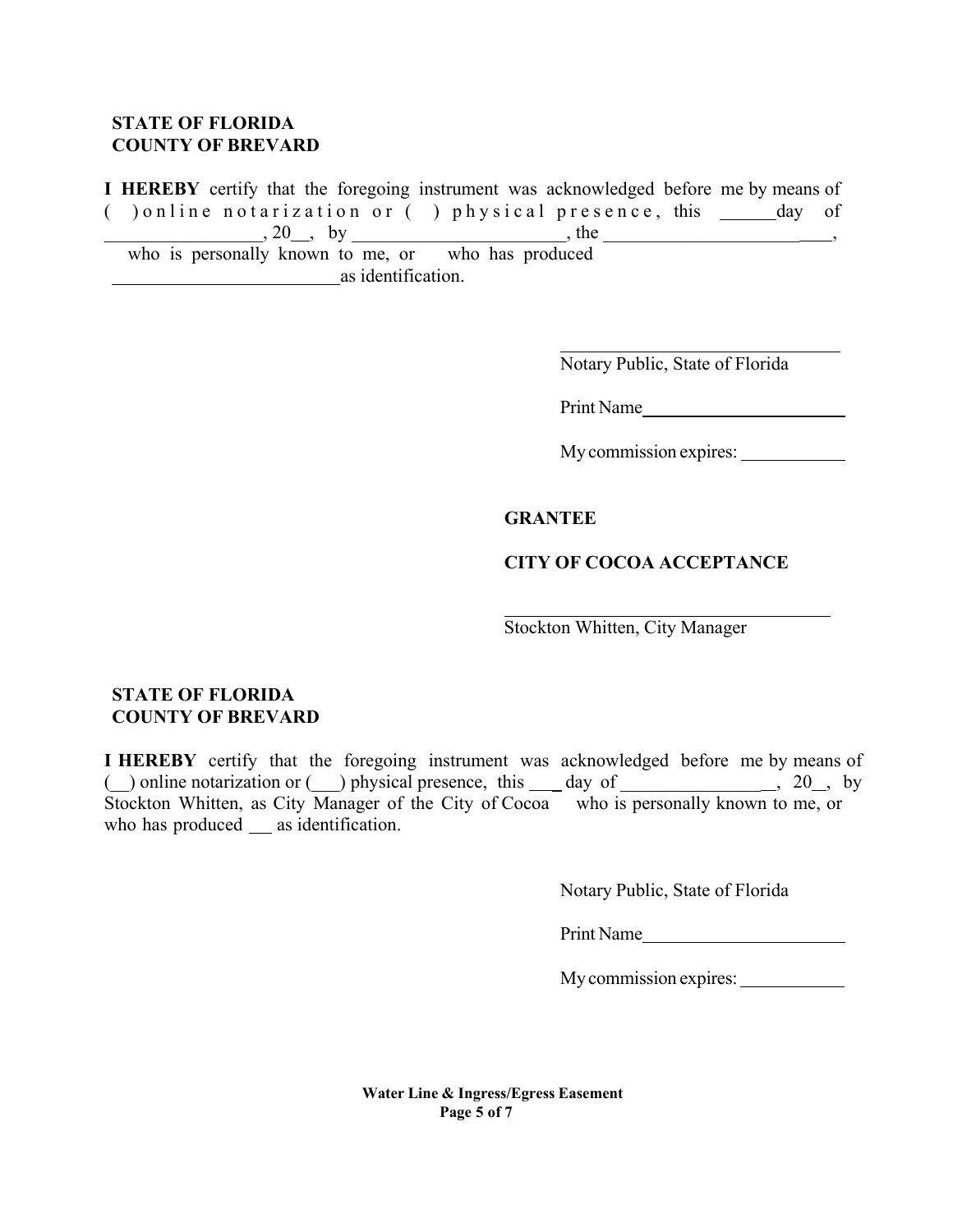**STATE OF FLORIDA**
**COUNTY OF BREVARD**

**I HEREBY** certify that the foregoing instrument was acknowledged before me by means of ( ) online notarization or ( ) physical presence, this ______day of _________________, 20__, by _______________________, the _________________________, who is personally known to me, or who has produced _________________________as identification.

_____________________________
Notary Public, State of Florida

Print Name______________________

My commission expires: ___________

**GRANTEE**

**CITY OF COCOA ACCEPTANCE**

_________________________________
Stockton Whitten, City Manager

**STATE OF FLORIDA**
**COUNTY OF BREVARD**

**I HEREBY** certify that the foregoing instrument was acknowledged before me by means of (__) online notarization or (___) physical presence, this ___ day of ________________, 20__, by Stockton Whitten, as City Manager of the City of Cocoa who is personally known to me, or who has produced __ as identification.

Notary Public, State of Florida

Print Name______________________

My commission expires: ___________

**Water Line & Ingress/Egress Easement**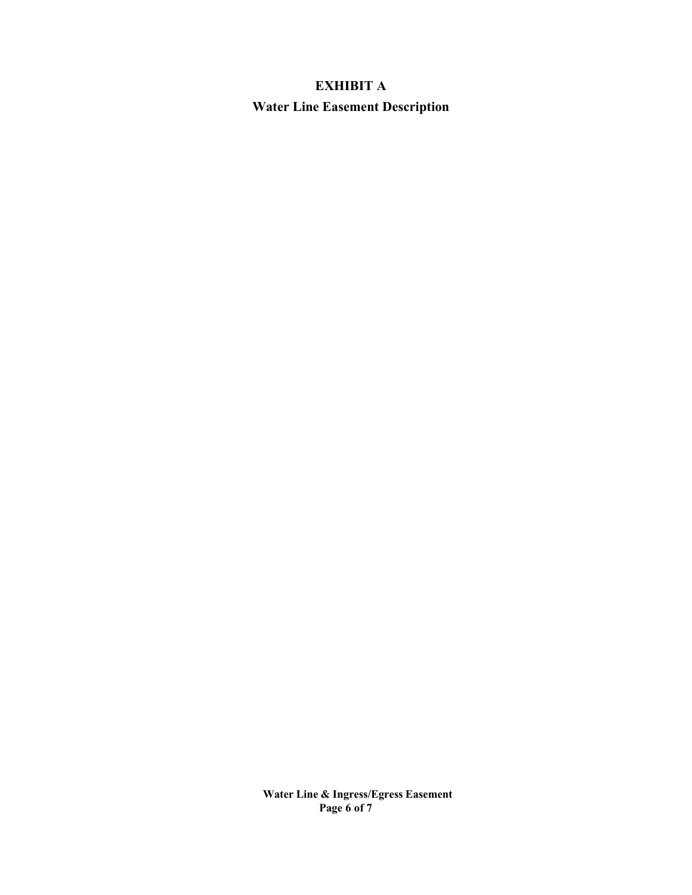# EXHIBIT A

## Water Line Easement Description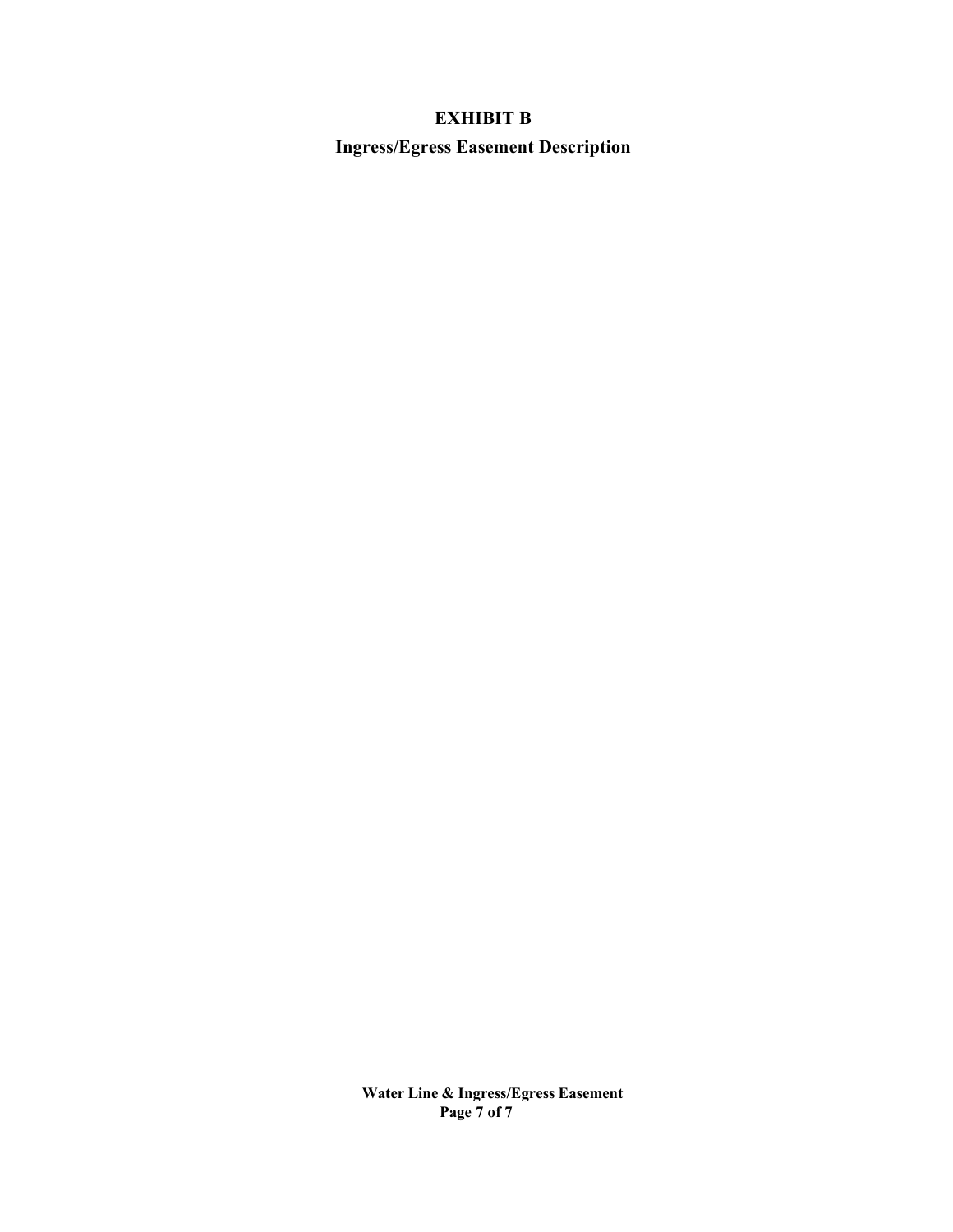# EXHIBIT B

## Ingress/Egress Easement Description